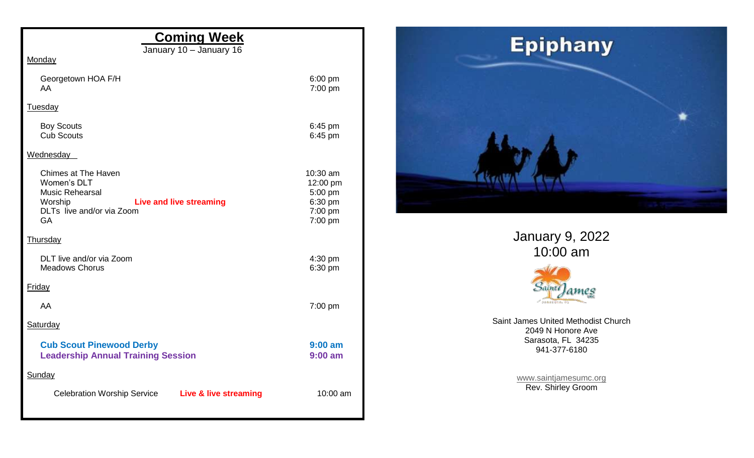## Coming Week

January 10 – January 16

Monday

| | |
|---|---|
| Georgetown HOA F/H | 6:00 pm |
| AA | 7:00 pm |

Tuesday

| | |
|---|---|
| Boy Scouts | 6:45 pm |
| Cub Scouts | 6:45 pm |

Wednesday

| | |
|---|---|
| Chimes at The Haven | 10:30 am |
| Women's DLT | 12:00 pm |
| Music Rehearsal | 5:00 pm |
| Worship **Live and live streaming** | 6:30 pm |
| DLTs live and/or via Zoom | 7:00 pm |
| GA | 7:00 pm |

Thursday

| | |
|---|---|
| DLT live and/or via Zoom | 4:30 pm |
| Meadows Chorus | 6:30 pm |

Friday

| | |
|---|---|
| AA | 7:00 pm |

Saturday

| | |
|---|---|
| **Cub Scout Pinewood Derby** | **9:00 am** |
| **Leadership Annual Training Session** | **9:00 am** |

Sunday

| | |
|---|---|
| Celebration Worship Service **Live & live streaming** | 10:00 am |

# Epiphany

January 9, 2022
10:00 am

Saint James United Methodist Church
2049 N Honore Ave
Sarasota, FL 34235
941-377-6180

www.saintjamesumc.org
Rev. Shirley Groom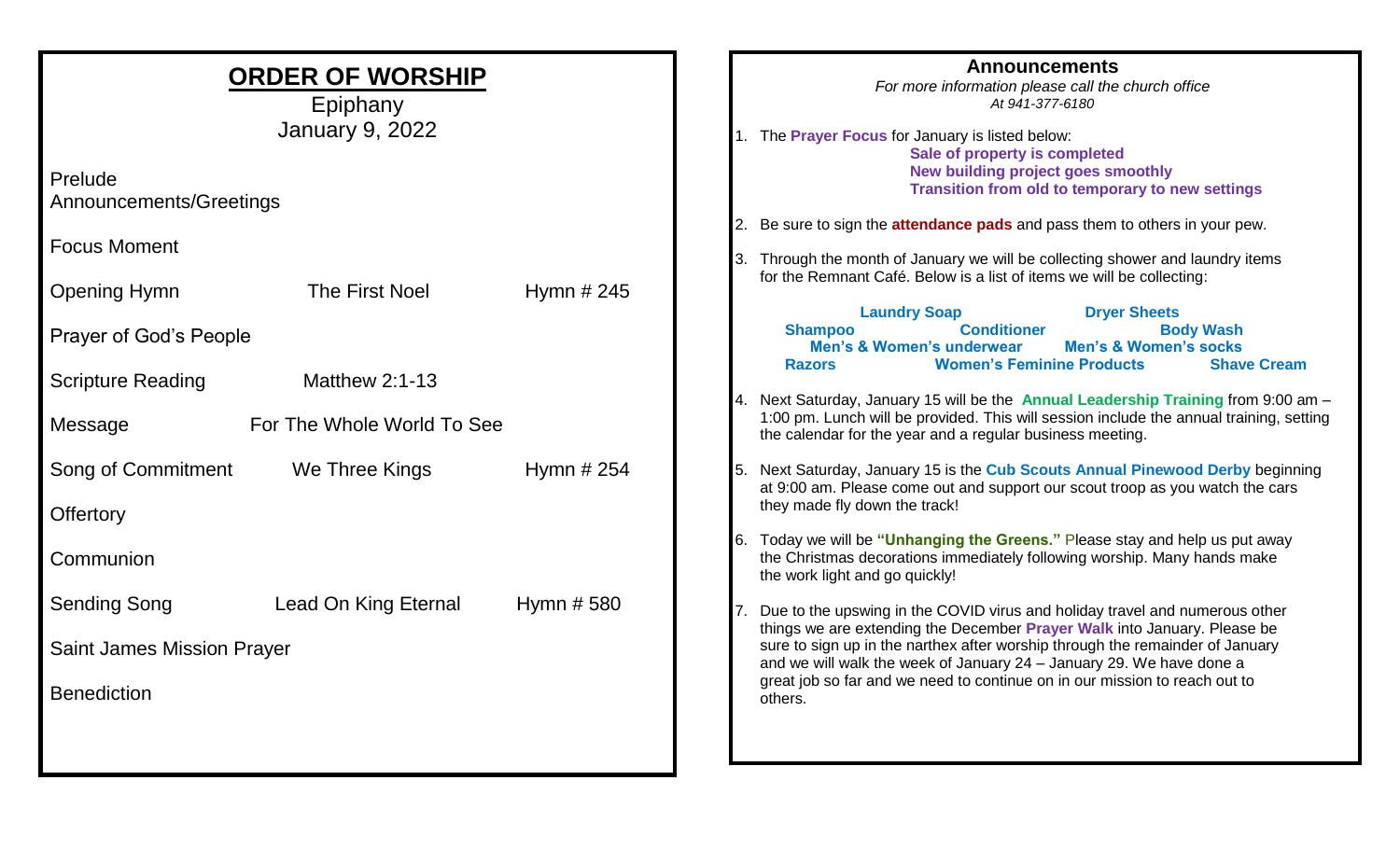# ORDER OF WORSHIP

Epiphany
January 9, 2022

Prelude

Announcements/Greetings

Focus Moment

| | | |
|---|---|---|
| Opening Hymn | The First Noel | Hymn # 245 |
| Prayer of God's People | | |
| Scripture Reading | Matthew 2:1-13 | |
| Message | For The Whole World To See | |
| Song of Commitment | We Three Kings | Hymn # 254 |
| Offertory | | |
| Communion | | |
| Sending Song | Lead On King Eternal | Hymn # 580 |
| Saint James Mission Prayer | | |
| Benediction | | |

## Announcements

*For more information please call the church office*
*At 941-377-6180*

1. The **Prayer Focus** for January is listed below:
   - **Sale of property is completed**
   - **New building project goes smoothly**
   - **Transition from old to temporary to new settings**
2. Be sure to sign the **attendance pads** and pass them to others in your pew.
3. Through the month of January we will be collecting shower and laundry items for the Remnant Café. Below is a list of items we will be collecting:

   **Laundry Soap** **Dryer Sheets**
   **Shampoo** **Conditioner** **Body Wash**
   **Men's & Women's underwear** **Men's & Women's socks**
   **Razors** **Women's Feminine Products** **Shave Cream**

4. Next Saturday, January 15 will be the **Annual Leadership Training** from 9:00 am – 1:00 pm. Lunch will be provided. This will session include the annual training, setting the calendar for the year and a regular business meeting.
5. Next Saturday, January 15 is the **Cub Scouts Annual Pinewood Derby** beginning at 9:00 am. Please come out and support our scout troop as you watch the cars they made fly down the track!
6. Today we will be **"Unhanging the Greens."** Please stay and help us put away the Christmas decorations immediately following worship. Many hands make the work light and go quickly!
7. Due to the upswing in the COVID virus and holiday travel and numerous other things we are extending the December **Prayer Walk** into January. Please be sure to sign up in the narthex after worship through the remainder of January and we will walk the week of January 24 – January 29. We have done a great job so far and we need to continue on in our mission to reach out to others.